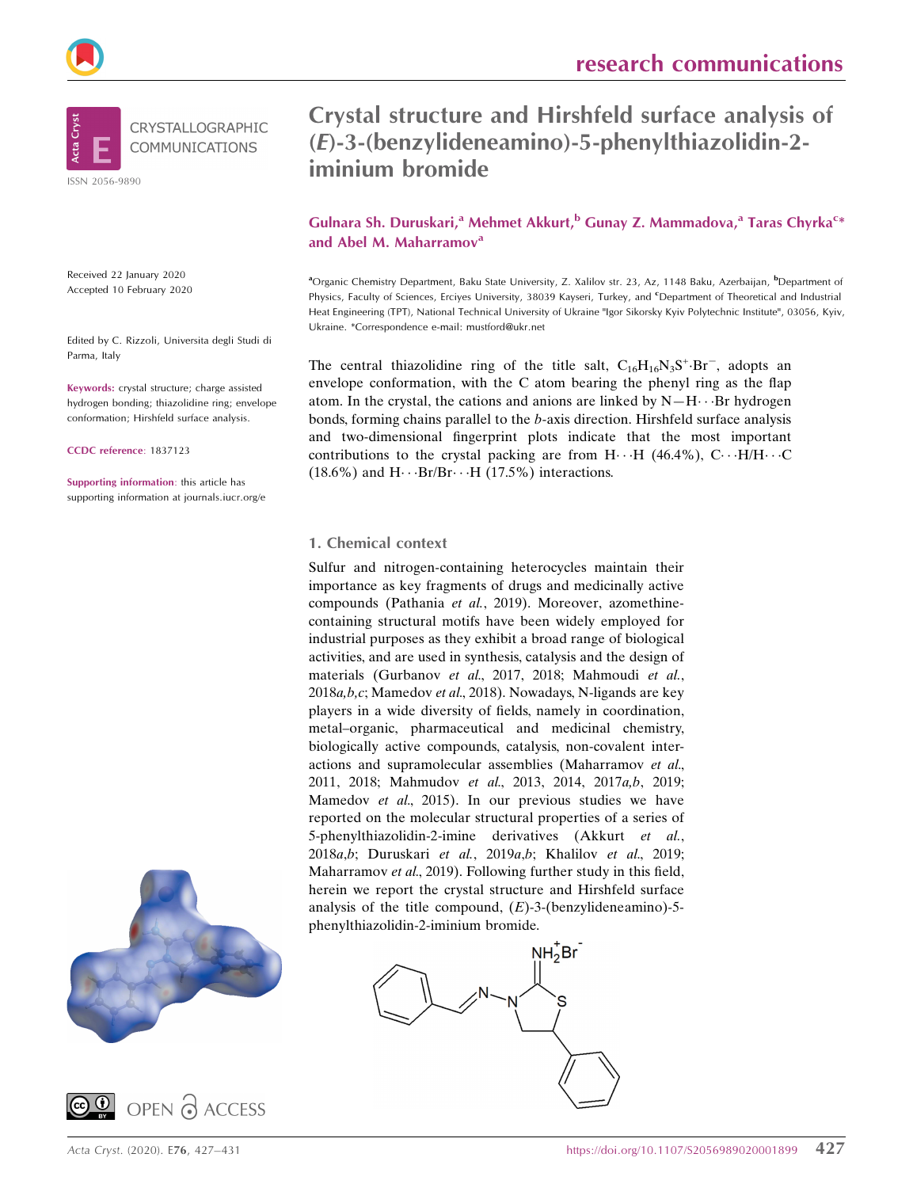# Crystal structure and Hirshfeld surface analysis of (*E*)-3-(benzylideneamino)-5-phenylthiazolidin-2-iminium bromide

**Gulnara Sh. Duruskari,[a] Mehmet Akkurt,[b] Gunay Z. Mammadova,[a] Taras Chyrka[c]* and Abel M. Maharramov[a]**

[a]Organic Chemistry Department, Baku State University, Z. Xalilov str. 23, Az, 1148 Baku, Azerbaijan, [b]Department of Physics, Faculty of Sciences, Erciyes University, 38039 Kayseri, Turkey, and [c]Department of Theoretical and Industrial Heat Engineering (TPT), National Technical University of Ukraine "Igor Sikorsky Kyiv Polytechnic Institute", 03056, Kyiv, Ukraine. *Correspondence e-mail: mustford@ukr.net

Received 22 January 2020
Accepted 10 February 2020

Edited by C. Rizzoli, Universita degli Studi di Parma, Italy

**Keywords:** crystal structure; charge assisted hydrogen bonding; thiazolidine ring; envelope conformation; Hirshfeld surface analysis.

**CCDC reference:** 1837123

**Supporting information:** this article has supporting information at journals.iucr.org/e

The central thiazolidine ring of the title salt, $C_{16}H_{16}N_3S^+\cdot Br^-$, adopts an envelope conformation, with the C atom bearing the phenyl ring as the flap atom. In the crystal, the cations and anions are linked by N—H⋯Br hydrogen bonds, forming chains parallel to the *b*-axis direction. Hirshfeld surface analysis and two-dimensional fingerprint plots indicate that the most important contributions to the crystal packing are from H⋯H (46.4%), C⋯H/H⋯C (18.6%) and H⋯Br/Br⋯H (17.5%) interactions.

## 1. Chemical context

Sulfur and nitrogen-containing heterocycles maintain their importance as key fragments of drugs and medicinally active compounds (Pathania *et al.*, 2019). Moreover, azomethine-containing structural motifs have been widely employed for industrial purposes as they exhibit a broad range of biological activities, and are used in synthesis, catalysis and the design of materials (Gurbanov *et al.*, 2017, 2018; Mahmoudi *et al.*, 2018*a*,*b*,*c*; Mamedov *et al.*, 2018). Nowadays, N-ligands are key players in a wide diversity of fields, namely in coordination, metal–organic, pharmaceutical and medicinal chemistry, biologically active compounds, catalysis, non-covalent interactions and supramolecular assemblies (Maharramov *et al.*, 2011, 2018; Mahmudov *et al.*, 2013, 2014, 2017*a*,*b*, 2019; Mamedov *et al.*, 2015). In our previous studies we have reported on the molecular structural properties of a series of 5-phenylthiazolidin-2-imine derivatives (Akkurt *et al.*, 2018*a*,*b*; Duruskari *et al.*, 2019*a*,*b*; Khalilov *et al.*, 2019; Maharramov *et al.*, 2019). Following further study in this field, herein we report the crystal structure and Hirshfeld surface analysis of the title compound, (*E*)-3-(benzylideneamino)-5-phenylthiazolidin-2-iminium bromide.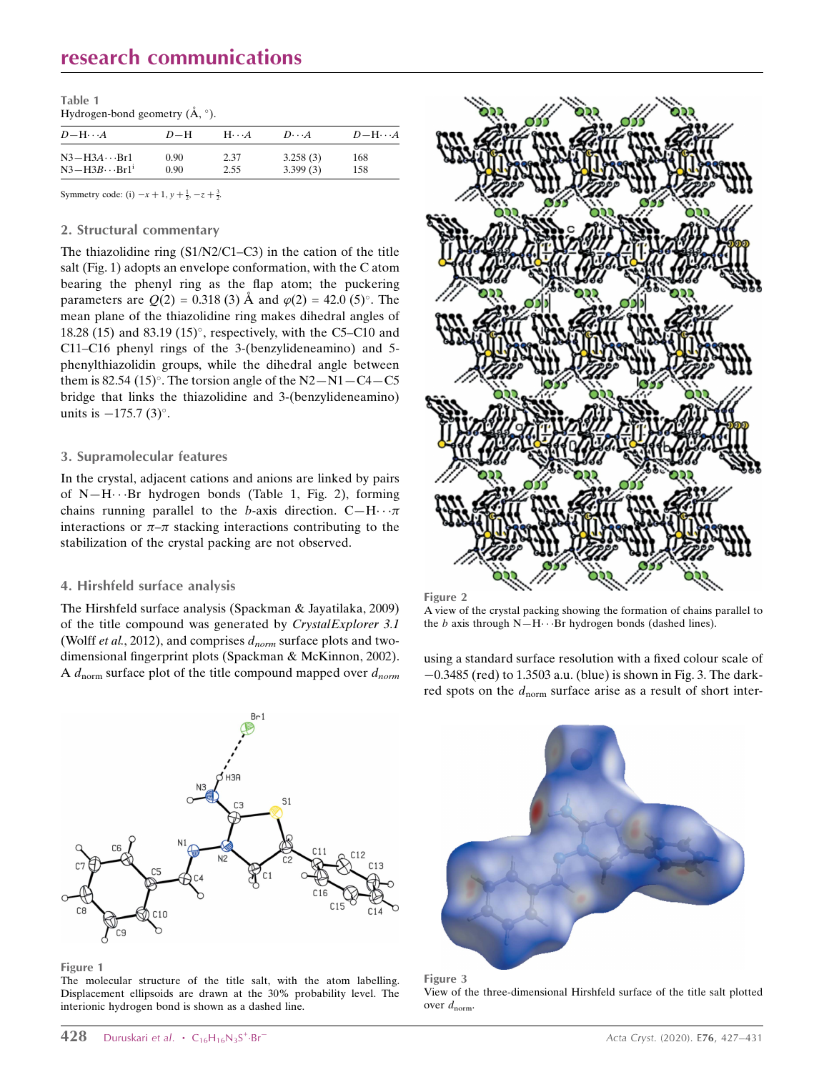**Table 1**
Hydrogen-bond geometry (Å, °).

| $D$—H···$A$ | $D$—H | H···$A$ | $D$···$A$ | $D$—H···$A$ |
|---|---|---|---|---|
| N3—H3$A$···Br1 | 0.90 | 2.37 | 3.258 (3) | 168 |
| N3—H3$B$···Br1$^{i}$ | 0.90 | 2.55 | 3.399 (3) | 158 |

Symmetry code: (i) $-x+1, y+\frac{1}{2}, -z+\frac{3}{2}$.

## 2. Structural commentary

The thiazolidine ring (S1/N2/C1–C3) in the cation of the title salt (Fig. 1) adopts an envelope conformation, with the C atom bearing the phenyl ring as the flap atom; the puckering parameters are $Q(2)$ = 0.318 (3) Å and $\varphi(2)$ = 42.0 (5)°. The mean plane of the thiazolidine ring makes dihedral angles of 18.28 (15) and 83.19 (15)°, respectively, with the C5–C10 and C11–C16 phenyl rings of the 3-(benzylideneamino) and 5-phenylthiazolidin groups, while the dihedral angle between them is 82.54 (15)°. The torsion angle of the N2—N1—C4—C5 bridge that links the thiazolidine and 3-(benzylideneamino) units is −175.7 (3)°.

## 3. Supramolecular features

In the crystal, adjacent cations and anions are linked by pairs of N—H···Br hydrogen bonds (Table 1, Fig. 2), forming chains running parallel to the $b$-axis direction. C—H···$\pi$ interactions or $\pi$–$\pi$ stacking interactions contributing to the stabilization of the crystal packing are not observed.

## 4. Hirshfeld surface analysis

The Hirshfeld surface analysis (Spackman & Jayatilaka, 2009) of the title compound was generated by *CrystalExplorer 3.1* (Wolff *et al.*, 2012), and comprises $d_{norm}$ surface plots and two-dimensional fingerprint plots (Spackman & McKinnon, 2002). A $d_{norm}$ surface plot of the title compound mapped over $d_{norm}$ using a standard surface resolution with a fixed colour scale of −0.3485 (red) to 1.3503 a.u. (blue) is shown in Fig. 3. The dark-red spots on the $d_{norm}$ surface arise as a result of short inter-

**Figure 2**
A view of the crystal packing showing the formation of chains parallel to the $b$ axis through N—H···Br hydrogen bonds (dashed lines).

**Figure 1**
The molecular structure of the title salt, with the atom labelling. Displacement ellipsoids are drawn at the 30% probability level. The interionic hydrogen bond is shown as a dashed line.

**Figure 3**
View of the three-dimensional Hirshfeld surface of the title salt plotted over $d_{norm}$.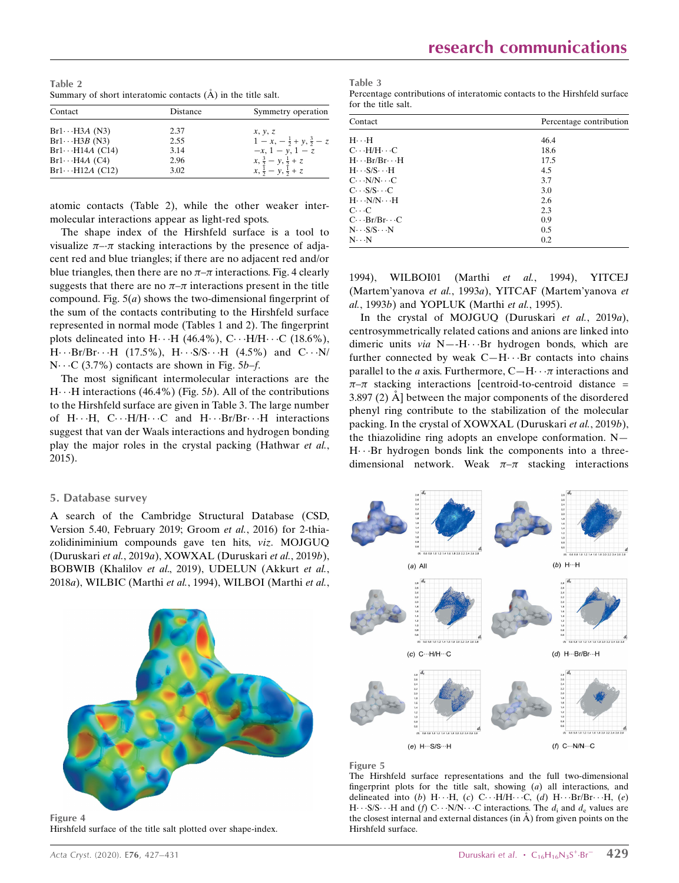**Table 2**
Summary of short interatomic contacts (Å) in the title salt.

| Contact | Distance | Symmetry operation |
|---|---|---|
| Br1···H3*A* (N3) | 2.37 | *x*, *y*, *z* |
| Br1···H3*B* (N3) | 2.55 | $1 - x, -\frac{1}{2} + y, \frac{3}{2} - z$ |
| Br1···H14*A* (C14) | 3.14 | $-x, 1 - y, 1 - z$ |
| Br1···H4*A* (C4) | 2.96 | $x, \frac{3}{2} - y, \frac{1}{2} + z$ |
| Br1···H12*A* (C12) | 3.02 | $x, \frac{1}{2} - y, \frac{1}{2} + z$ |

atomic contacts (Table 2), while the other weaker intermolecular interactions appear as light-red spots.

The shape index of the Hirshfeld surface is a tool to visualize π–π stacking interactions by the presence of adjacent red and blue triangles; if there are no adjacent red and/or blue triangles, then there are no π–π interactions. Fig. 4 clearly suggests that there are no π–π interactions present in the title compound. Fig. 5(*a*) shows the two-dimensional fingerprint of the sum of the contacts contributing to the Hirshfeld surface represented in normal mode (Tables 1 and 2). The fingerprint plots delineated into H···H (46.4%), C···H/H···C (18.6%), H···Br/Br···H (17.5%), H···S/S···H (4.5%) and C···N/N···C (3.7%) contacts are shown in Fig. 5*b*–*f*.

The most significant intermolecular interactions are the H···H interactions (46.4%) (Fig. 5*b*). All of the contributions to the Hirshfeld surface are given in Table 3. The large number of H···H, C···H/H···C and H···Br/Br···H interactions suggest that van der Waals interactions and hydrogen bonding play the major roles in the crystal packing (Hathwar *et al.*, 2015).

## 5. Database survey

A search of the Cambridge Structural Database (CSD, Version 5.40, February 2019; Groom *et al.*, 2016) for 2-thiazolidiniminium compounds gave ten hits, *viz*. MOJGUQ (Duruskari *et al.*, 2019*a*), XOWXAL (Duruskari *et al.*, 2019*b*), BOBWIB (Khalilov *et al.*, 2019), UDELUN (Akkurt *et al.*, 2018*a*), WILBIC (Marthi *et al.*, 1994), WILBOI (Marthi *et al.*, 1994), WILBOI01 (Marthi *et al.*, 1994), YITCEJ (Martem'yanova *et al.*, 1993*a*), YITCAF (Martem'yanova *et al.*, 1993*b*) and YOPLUK (Marthi *et al.*, 1995).

In the crystal of MOJGUQ (Duruskari *et al.*, 2019*a*), centrosymmetrically related cations and anions are linked into dimeric units *via* N—H···Br hydrogen bonds, which are further connected by weak C—H···Br contacts into chains parallel to the *a* axis. Furthermore, C—H···π interactions and π–π stacking interactions [centroid-to-centroid distance = 3.897 (2) Å] between the major components of the disordered phenyl ring contribute to the stabilization of the molecular packing. In the crystal of XOWXAL (Duruskari *et al.*, 2019*b*), the thiazolidine ring adopts an envelope conformation. N—H···Br hydrogen bonds link the components into a three-dimensional network. Weak π–π stacking interactions

Figure 4
Hirshfeld surface of the title salt plotted over shape-index.

**Table 3**
Percentage contributions of interatomic contacts to the Hirshfeld surface for the title salt.

| Contact | Percentage contribution |
|---|---|
| H···H | 46.4 |
| C···H/H···C | 18.6 |
| H···Br/Br···H | 17.5 |
| H···S/S···H | 4.5 |
| C···N/N···C | 3.7 |
| C···S/S···C | 3.0 |
| H···N/N···H | 2.6 |
| C···C | 2.3 |
| C···Br/Br···C | 0.9 |
| N···S/S···N | 0.5 |
| N···N | 0.2 |

Figure 5
The Hirshfeld surface representations and the full two-dimensional fingerprint plots for the title salt, showing (*a*) all interactions, and delineated into (*b*) H···H, (*c*) C···H/H···C, (*d*) H···Br/Br···H, (*e*) H···S/S···H and (*f*) C···N/N···C interactions. The $d_i$ and $d_e$ values are the closest internal and external distances (in Å) from given points on the Hirshfeld surface.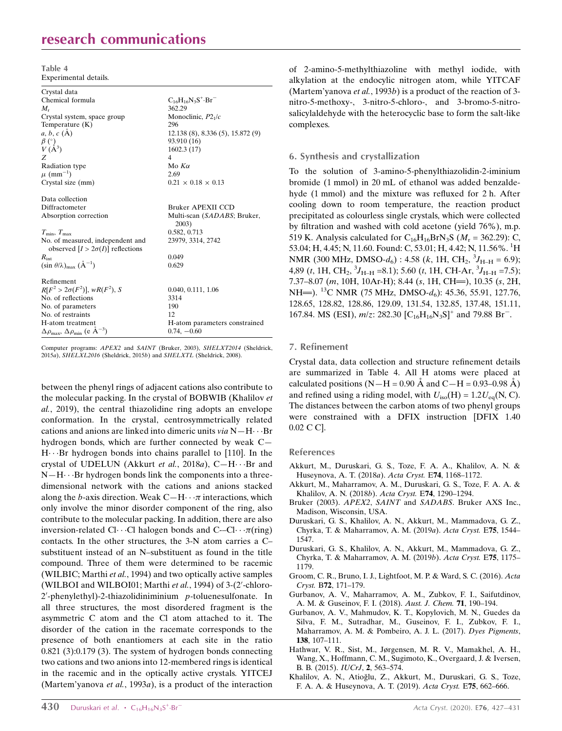**Table 4**
Experimental details.

| | |
|---|---|
| Crystal data | |
| Chemical formula | $C_{16}H_{16}N_3S^+\cdot Br^-$ |
| $M_r$ | 362.29 |
| Crystal system, space group | Monoclinic, $P2_1/c$ |
| Temperature (K) | 296 |
| *a*, *b*, *c* (Å) | 12.138 (8), 8.336 (5), 15.872 (9) |
| β (°) | 93.910 (16) |
| *V* (Å$^3$) | 1602.3 (17) |
| *Z* | 4 |
| Radiation type | Mo *K*α |
| μ (mm$^{-1}$) | 2.69 |
| Crystal size (mm) | 0.21 × 0.18 × 0.13 |
| Data collection | |
| Diffractometer | Bruker APEXII CCD |
| Absorption correction | Multi-scan (*SADABS*; Bruker, 2003) |
| $T_{min}$, $T_{max}$ | 0.582, 0.713 |
| No. of measured, independent and observed [$I > 2\sigma(I)$] reflections | 23979, 3314, 2742 |
| $R_{int}$ | 0.049 |
| $(\sin \theta/\lambda)_{max}$ (Å$^{-1}$) | 0.629 |
| Refinement | |
| $R[F^2 > 2\sigma(F^2)]$, $wR(F^2)$, *S* | 0.040, 0.111, 1.06 |
| No. of reflections | 3314 |
| No. of parameters | 190 |
| No. of restraints | 12 |
| H-atom treatment | H-atom parameters constrained |
| $\Delta\rho_{max}$, $\Delta\rho_{min}$ (e Å$^{-3}$) | 0.74, −0.60 |

Computer programs: *APEX2* and *SAINT* (Bruker, 2003), *SHELXT2014* (Sheldrick, 2015*a*), *SHELXL2016* (Sheldrick, 2015*b*) and *SHELXTL* (Sheldrick, 2008).

between the phenyl rings of adjacent cations also contribute to the molecular packing. In the crystal of BOBWIB (Khalilov *et al.*, 2019), the central thiazolidine ring adopts an envelope conformation. In the crystal, centrosymmetrically related cations and anions are linked into dimeric units *via* N—H⋯Br hydrogen bonds, which are further connected by weak C—H⋯Br hydrogen bonds into chains parallel to [110]. In the crystal of UDELUN (Akkurt *et al.*, 2018*a*), C—H⋯Br and N—H⋯Br hydrogen bonds link the components into a three-dimensional network with the cations and anions stacked along the *b*-axis direction. Weak C—H⋯π interactions, which only involve the minor disorder component of the ring, also contribute to the molecular packing. In addition, there are also inversion-related Cl⋯Cl halogen bonds and C-–Cl⋯π(ring) contacts. In the other structures, the 3-N atom carries a C–substituent instead of an N–substituent as found in the title compound. Three of them were determined to be racemic (WILBIC; Marthi *et al.*, 1994) and two optically active samples (WILBOI and WILBOI01; Marthi *et al.*, 1994) of 3-(2′-chloro-2′-phenylethyl)-2-thiazolidiniminium *p*-toluenesulfonate. In all three structures, the most disordered fragment is the asymmetric C atom and the Cl atom attached to it. The disorder of the cation in the racemate corresponds to the presence of both enantiomers at each site in the ratio 0.821 (3):0.179 (3). The system of hydrogen bonds connecting two cations and two anions into 12-membered rings is identical in the racemic and in the optically active crystals. YITCEJ (Martem'yanova *et al.*, 1993*a*), is a product of the interaction of 2-amino-5-methylthiazoline with methyl iodide, with alkylation at the endocylic nitrogen atom, while YITCAF (Martem'yanova *et al.*, 1993*b*) is a product of the reaction of 3-nitro-5-methoxy-, 3-nitro-5-chloro-, and 3-bromo-5-nitro-salicylaldehyde with the heterocyclic base to form the salt-like complexes.

## 6. Synthesis and crystallization

To the solution of 3-amino-5-phenylthiazolidin-2-iminium bromide (1 mmol) in 20 mL of ethanol was added benzaldehyde (1 mmol) and the mixture was refluxed for 2 h. After cooling down to room temperature, the reaction product precipitated as colourless single crystals, which were collected by filtration and washed with cold acetone (yield 76%), m.p. 519 K. Analysis calculated for $C_{16}H_{16}BrN_3S$ ($M_r$ = 362.29): C, 53.04; H, 4.45; N, 11.60. Found: C, 53.01; H, 4.42; N, 11.56%. $^1$H NMR (300 MHz, DMSO-$d_6$) : 4.58 (*k*, 1H, CH$_2$, $^3J_{H–H}$ = 6.9); 4,89 (*t*, 1H, CH$_2$, $^3J_{H–H}$ =8.1); 5.60 (*t*, 1H, CH-Ar, $^3J_{H–H}$ =7.5); 7.37–8.07 (*m*, 10H, 10Ar-H); 8.44 (*s*, 1H, CH═), 10.35 (*s*, 2H, NH═). $^{13}$C NMR (75 MHz, DMSO-$d_6$): 45.36, 55.91, 127.76, 128.65, 128.82, 128.86, 129.09, 131.54, 132.85, 137.48, 151.11, 167.84. MS (ESI), *m*/*z*: 282.30 [$C_{16}H_{16}N_3S$]$^+$ and 79.88 Br$^-$.

## 7. Refinement

Crystal data, data collection and structure refinement details are summarized in Table 4. All H atoms were placed at calculated positions (N—H = 0.90 Å and C—H = 0.93–0.98 Å) and refined using a riding model, with $U_{iso}$(H) = 1.2$U_{eq}$(N, C). The distances between the carbon atoms of two phenyl groups were constrained with a DFIX instruction [DFIX 1.40 0.02 C C].

## References

Akkurt, M., Duruskari, G. S., Toze, F. A. A., Khalilov, A. N. & Huseynova, A. T. (2018*a*). *Acta Cryst.* E**74**, 1168–1172.

Akkurt, M., Maharramov, A. M., Duruskari, G. S., Toze, F. A. A. & Khalilov, A. N. (2018*b*). *Acta Cryst.* E**74**, 1290–1294.

Bruker (2003). *APEX2*, *SAINT* and *SADABS*. Bruker AXS Inc., Madison, Wisconsin, USA.

Duruskari, G. S., Khalilov, A. N., Akkurt, M., Mammadova, G. Z., Chyrka, T. & Maharramov, A. M. (2019*a*). *Acta Cryst.* E**75**, 1544–1547.

Duruskari, G. S., Khalilov, A. N., Akkurt, M., Mammadova, G. Z., Chyrka, T. & Maharramov, A. M. (2019*b*). *Acta Cryst.* E**75**, 1175–1179.

Groom, C. R., Bruno, I. J., Lightfoot, M. P. & Ward, S. C. (2016). *Acta Cryst.* B**72**, 171–179.

Gurbanov, A. V., Maharramov, A. M., Zubkov, F. I., Saifutdinov, A. M. & Guseinov, F. I. (2018). *Aust. J. Chem.* **71**, 190–194.

Gurbanov, A. V., Mahmudov, K. T., Kopylovich, M. N., Guedes da Silva, F. M., Sutradhar, M., Guseinov, F. I., Zubkov, F. I., Maharramov, A. M. & Pombeiro, A. J. L. (2017). *Dyes Pigments*, **138**, 107–111.

Hathwar, V. R., Sist, M., Jørgensen, M. R. V., Mamakhel, A. H., Wang, X., Hoffmann, C. M., Sugimoto, K., Overgaard, J. & Iversen, B. B. (2015). *IUCrJ*, **2**, 563–574.

Khalilov, A. N., Atioğlu, Z., Akkurt, M., Duruskari, G. S., Toze, F. A. A. & Huseynova, A. T. (2019). *Acta Cryst.* E**75**, 662–666.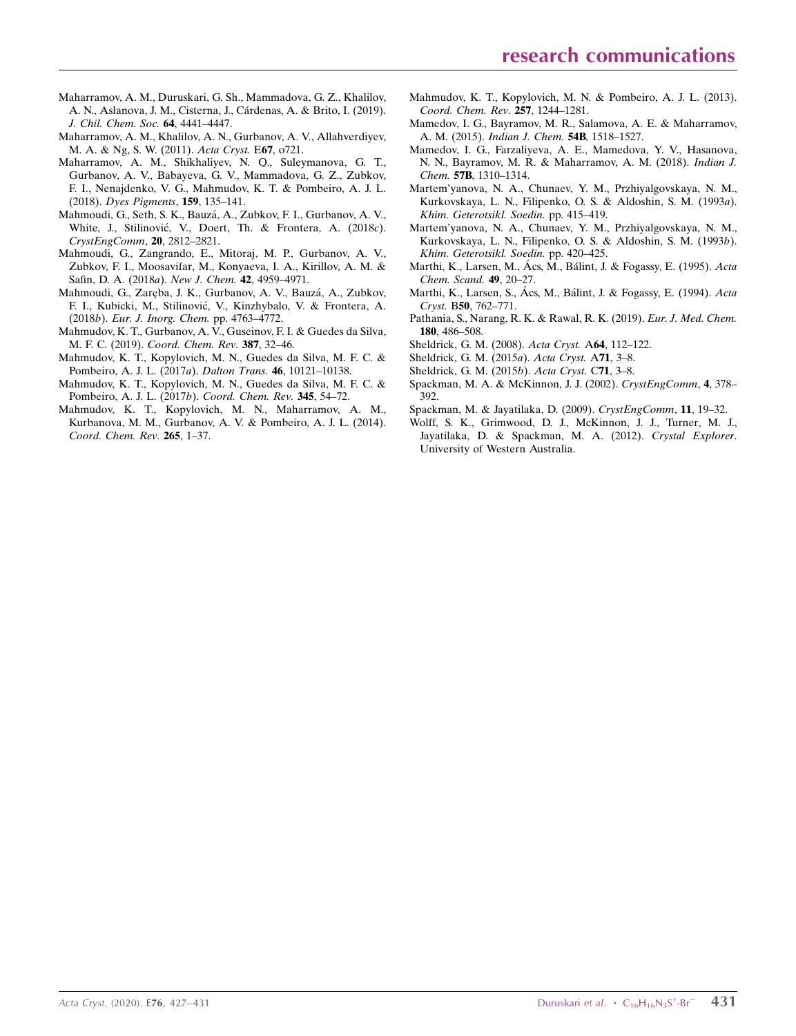Maharramov, A. M., Duruskari, G. Sh., Mammadova, G. Z., Khalilov, A. N., Aslanova, J. M., Cisterna, J., Cárdenas, A. & Brito, I. (2019). *J. Chil. Chem. Soc.* **64**, 4441–4447.

Maharramov, A. M., Khalilov, A. N., Gurbanov, A. V., Allahverdiyev, M. A. & Ng, S. W. (2011). *Acta Cryst.* E**67**, o721.

Maharramov, A. M., Shikhaliyev, N. Q., Suleymanova, G. T., Gurbanov, A. V., Babayeva, G. V., Mammadova, G. Z., Zubkov, F. I., Nenajdenko, V. G., Mahmudov, K. T. & Pombeiro, A. J. L. (2018). *Dyes Pigments*, **159**, 135–141.

Mahmoudi, G., Seth, S. K., Bauzá, A., Zubkov, F. I., Gurbanov, A. V., White, J., Stilinović, V., Doert, Th. & Frontera, A. (2018*c*). *CrystEngComm*, **20**, 2812–2821.

Mahmoudi, G., Zangrando, E., Mitoraj, M. P., Gurbanov, A. V., Zubkov, F. I., Moosavifar, M., Konyaeva, I. A., Kirillov, A. M. & Safin, D. A. (2018*a*). *New J. Chem.* **42**, 4959–4971.

Mahmoudi, G., Zaręba, J. K., Gurbanov, A. V., Bauzá, A., Zubkov, F. I., Kubicki, M., Stilinović, V., Kinzhybalo, V. & Frontera, A. (2018*b*). *Eur. J. Inorg. Chem.* pp. 4763–4772.

Mahmudov, K. T., Gurbanov, A. V., Guseinov, F. I. & Guedes da Silva, M. F. C. (2019). *Coord. Chem. Rev.* **387**, 32–46.

Mahmudov, K. T., Kopylovich, M. N., Guedes da Silva, M. F. C. & Pombeiro, A. J. L. (2017*a*). *Dalton Trans.* **46**, 10121–10138.

Mahmudov, K. T., Kopylovich, M. N., Guedes da Silva, M. F. C. & Pombeiro, A. J. L. (2017*b*). *Coord. Chem. Rev.* **345**, 54–72.

Mahmudov, K. T., Kopylovich, M. N., Maharramov, A. M., Kurbanova, M. M., Gurbanov, A. V. & Pombeiro, A. J. L. (2014). *Coord. Chem. Rev.* **265**, 1–37.

Mahmudov, K. T., Kopylovich, M. N. & Pombeiro, A. J. L. (2013). *Coord. Chem. Rev.* **257**, 1244–1281.

Mamedov, I. G., Bayramov, M. R., Salamova, A. E. & Maharramov, A. M. (2015). *Indian J. Chem.* **54B**, 1518–1527.

Mamedov, I. G., Farzaliyeva, A. E., Mamedova, Y. V., Hasanova, N. N., Bayramov, M. R. & Maharramov, A. M. (2018). *Indian J. Chem.* **57B**, 1310–1314.

Martem'yanova, N. A., Chunaev, Y. M., Przhiyalgovskaya, N. M., Kurkovskaya, L. N., Filipenko, O. S. & Aldoshin, S. M. (1993*a*). *Khim. Geterotsikl. Soedin.* pp. 415–419.

Martem'yanova, N. A., Chunaev, Y. M., Przhiyalgovskaya, N. M., Kurkovskaya, L. N., Filipenko, O. S. & Aldoshin, S. M. (1993*b*). *Khim. Geterotsikl. Soedin.* pp. 420–425.

Marthi, K., Larsen, M., Ács, M., Bálint, J. & Fogassy, E. (1995). *Acta Chem. Scand.* **49**, 20–27.

Marthi, K., Larsen, S., Ács, M., Bálint, J. & Fogassy, E. (1994). *Acta Cryst.* B**50**, 762–771.

Pathania, S., Narang, R. K. & Rawal, R. K. (2019). *Eur. J. Med. Chem.* **180**, 486–508.

Sheldrick, G. M. (2008). *Acta Cryst.* A**64**, 112–122.

Sheldrick, G. M. (2015*a*). *Acta Cryst.* A**71**, 3–8.

Sheldrick, G. M. (2015*b*). *Acta Cryst.* C**71**, 3–8.

Spackman, M. A. & McKinnon, J. J. (2002). *CrystEngComm*, **4**, 378–392.

Spackman, M. & Jayatilaka, D. (2009). *CrystEngComm*, **11**, 19–32.

Wolff, S. K., Grimwood, D. J., McKinnon, J. J., Turner, M. J., Jayatilaka, D. & Spackman, M. A. (2012). *Crystal Explorer*. University of Western Australia.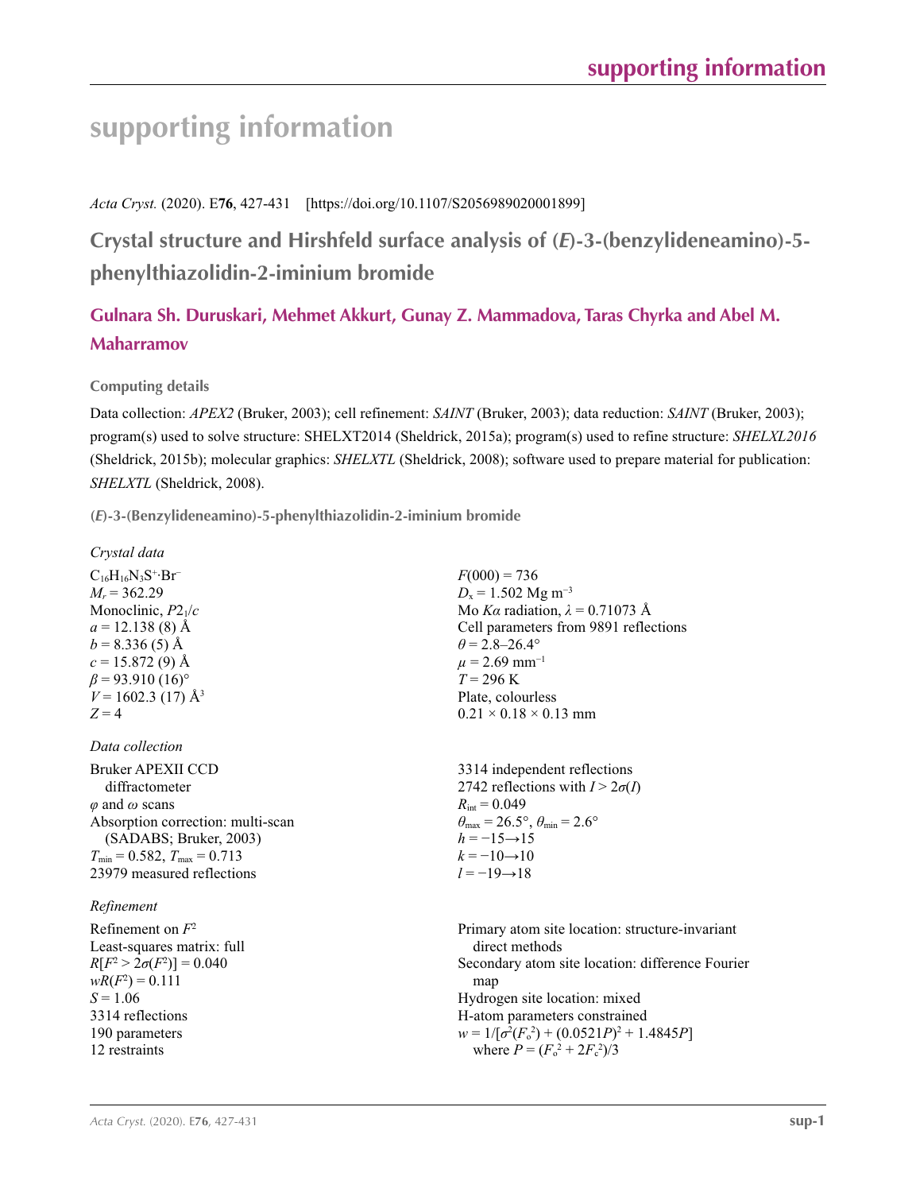# supporting information

*Acta Cryst.* (2020). E**76**, 427-431    [https://doi.org/10.1107/S2056989020001899]

## Crystal structure and Hirshfeld surface analysis of (*E*)-3-(benzylideneamino)-5-phenylthiazolidin-2-iminium bromide

**Gulnara Sh. Duruskari, Mehmet Akkurt, Gunay Z. Mammadova, Taras Chyrka and Abel M. Maharramov**

### Computing details

Data collection: *APEX2* (Bruker, 2003); cell refinement: *SAINT* (Bruker, 2003); data reduction: *SAINT* (Bruker, 2003); program(s) used to solve structure: SHELXT2014 (Sheldrick, 2015a); program(s) used to refine structure: *SHELXL2016* (Sheldrick, 2015b); molecular graphics: *SHELXTL* (Sheldrick, 2008); software used to prepare material for publication: *SHELXTL* (Sheldrick, 2008).

### (*E*)-3-(Benzylideneamino)-5-phenylthiazolidin-2-iminium bromide

*Crystal data*

$C_{16}H_{16}N_3S^+·Br^-$
$M_r$ = 362.29
Monoclinic, $P2_1/c$
$a$ = 12.138 (8) Å
$b$ = 8.336 (5) Å
$c$ = 15.872 (9) Å
$\beta$ = 93.910 (16)°
$V$ = 1602.3 (17) Å$^3$
$Z$ = 4
$F(000)$ = 736
$D_x$ = 1.502 Mg m$^{-3}$
Mo $K\alpha$ radiation, $\lambda$ = 0.71073 Å
Cell parameters from 9891 reflections
$\theta$ = 2.8–26.4°
$\mu$ = 2.69 mm$^{-1}$
$T$ = 296 K
Plate, colourless
0.21 × 0.18 × 0.13 mm

*Data collection*

Bruker APEXII CCD diffractometer
$\varphi$ and $\omega$ scans
Absorption correction: multi-scan (SADABS; Bruker, 2003)
$T_{min}$ = 0.582, $T_{max}$ = 0.713
23979 measured reflections
3314 independent reflections
2742 reflections with $I > 2\sigma(I)$
$R_{int}$ = 0.049
$\theta_{max}$ = 26.5°, $\theta_{min}$ = 2.6°
$h$ = −15→15
$k$ = −10→10
$l$ = −19→18

*Refinement*

Refinement on $F^2$
Least-squares matrix: full
$R[F^2 > 2\sigma(F^2)]$ = 0.040
$wR(F^2)$ = 0.111
$S$ = 1.06
3314 reflections
190 parameters
12 restraints
Primary atom site location: structure-invariant direct methods
Secondary atom site location: difference Fourier map
Hydrogen site location: mixed
H-atom parameters constrained
$w = 1/[\sigma^2(F_o^2) + (0.0521P)^2 + 1.4845P]$
where $P = (F_o^2 + 2F_c^2)/3$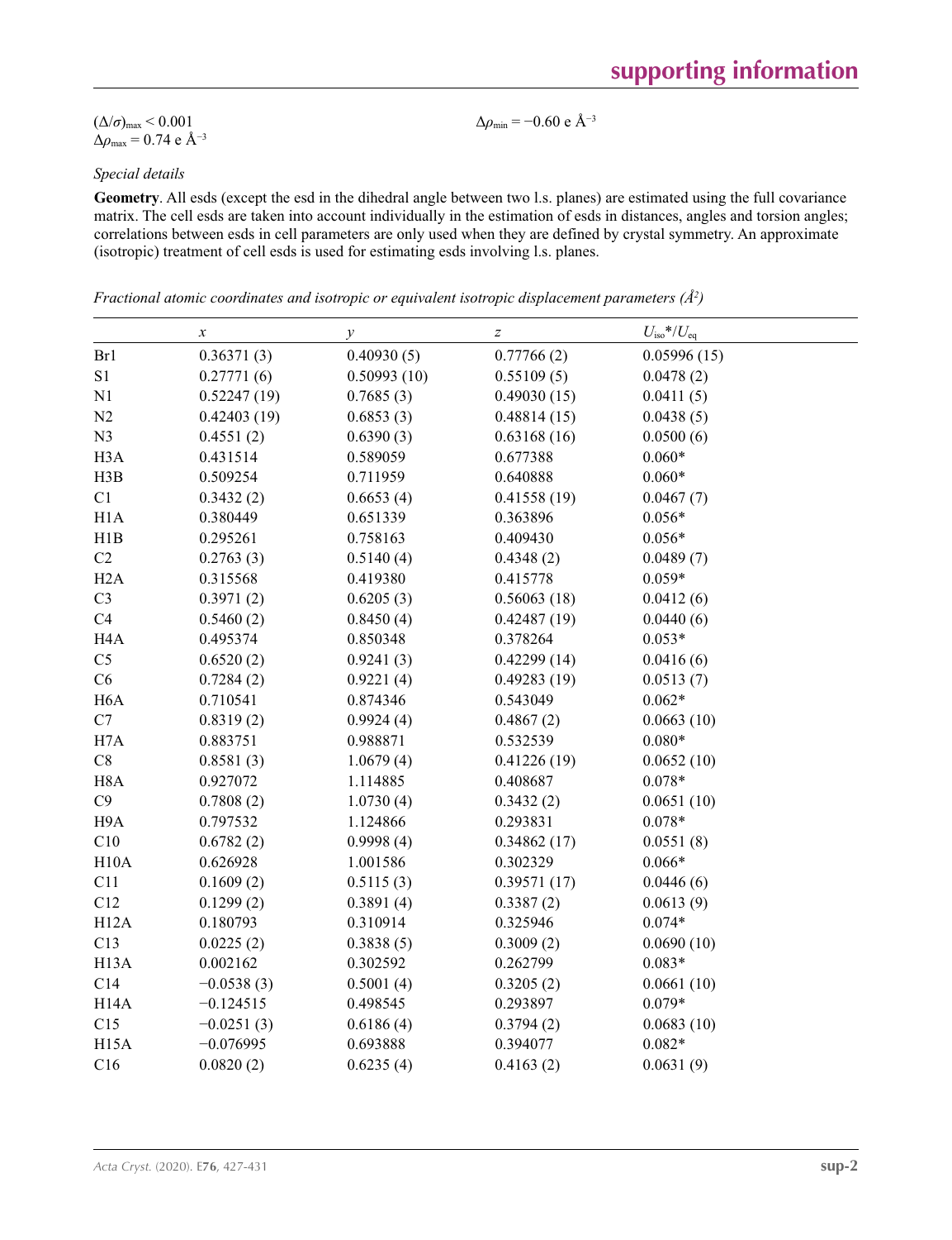$(\Delta/\sigma)_{max} < 0.001$

$\Delta\rho_{max} = 0.74$ e Å$^{-3}$

$\Delta\rho_{min} = -0.60$ e Å$^{-3}$

### *Special details*

**Geometry**. All esds (except the esd in the dihedral angle between two l.s. planes) are estimated using the full covariance matrix. The cell esds are taken into account individually in the estimation of esds in distances, angles and torsion angles; correlations between esds in cell parameters are only used when they are defined by crystal symmetry. An approximate (isotropic) treatment of cell esds is used for estimating esds involving l.s. planes.

*Fractional atomic coordinates and isotropic or equivalent isotropic displacement parameters (Å$^2$)*

| | $x$ | $y$ | $z$ | $U_{iso}$*/$U_{eq}$ |
|---|---|---|---|---|
| Br1 | 0.36371 (3) | 0.40930 (5) | 0.77766 (2) | 0.05996 (15) |
| S1 | 0.27771 (6) | 0.50993 (10) | 0.55109 (5) | 0.0478 (2) |
| N1 | 0.52247 (19) | 0.7685 (3) | 0.49030 (15) | 0.0411 (5) |
| N2 | 0.42403 (19) | 0.6853 (3) | 0.48814 (15) | 0.0438 (5) |
| N3 | 0.4551 (2) | 0.6390 (3) | 0.63168 (16) | 0.0500 (6) |
| H3A | 0.431514 | 0.589059 | 0.677388 | 0.060* |
| H3B | 0.509254 | 0.711959 | 0.640888 | 0.060* |
| C1 | 0.3432 (2) | 0.6653 (4) | 0.41558 (19) | 0.0467 (7) |
| H1A | 0.380449 | 0.651339 | 0.363896 | 0.056* |
| H1B | 0.295261 | 0.758163 | 0.409430 | 0.056* |
| C2 | 0.2763 (3) | 0.5140 (4) | 0.4348 (2) | 0.0489 (7) |
| H2A | 0.315568 | 0.419380 | 0.415778 | 0.059* |
| C3 | 0.3971 (2) | 0.6205 (3) | 0.56063 (18) | 0.0412 (6) |
| C4 | 0.5460 (2) | 0.8450 (4) | 0.42487 (19) | 0.0440 (6) |
| H4A | 0.495374 | 0.850348 | 0.378264 | 0.053* |
| C5 | 0.6520 (2) | 0.9241 (3) | 0.42299 (14) | 0.0416 (6) |
| C6 | 0.7284 (2) | 0.9221 (4) | 0.49283 (19) | 0.0513 (7) |
| H6A | 0.710541 | 0.874346 | 0.543049 | 0.062* |
| C7 | 0.8319 (2) | 0.9924 (4) | 0.4867 (2) | 0.0663 (10) |
| H7A | 0.883751 | 0.988871 | 0.532539 | 0.080* |
| C8 | 0.8581 (3) | 1.0679 (4) | 0.41226 (19) | 0.0652 (10) |
| H8A | 0.927072 | 1.114885 | 0.408687 | 0.078* |
| C9 | 0.7808 (2) | 1.0730 (4) | 0.3432 (2) | 0.0651 (10) |
| H9A | 0.797532 | 1.124866 | 0.293831 | 0.078* |
| C10 | 0.6782 (2) | 0.9998 (4) | 0.34862 (17) | 0.0551 (8) |
| H10A | 0.626928 | 1.001586 | 0.302329 | 0.066* |
| C11 | 0.1609 (2) | 0.5115 (3) | 0.39571 (17) | 0.0446 (6) |
| C12 | 0.1299 (2) | 0.3891 (4) | 0.3387 (2) | 0.0613 (9) |
| H12A | 0.180793 | 0.310914 | 0.325946 | 0.074* |
| C13 | 0.0225 (2) | 0.3838 (5) | 0.3009 (2) | 0.0690 (10) |
| H13A | 0.002162 | 0.302592 | 0.262799 | 0.083* |
| C14 | −0.0538 (3) | 0.5001 (4) | 0.3205 (2) | 0.0661 (10) |
| H14A | −0.124515 | 0.498545 | 0.293897 | 0.079* |
| C15 | −0.0251 (3) | 0.6186 (4) | 0.3794 (2) | 0.0683 (10) |
| H15A | −0.076995 | 0.693888 | 0.394077 | 0.082* |
| C16 | 0.0820 (2) | 0.6235 (4) | 0.4163 (2) | 0.0631 (9) |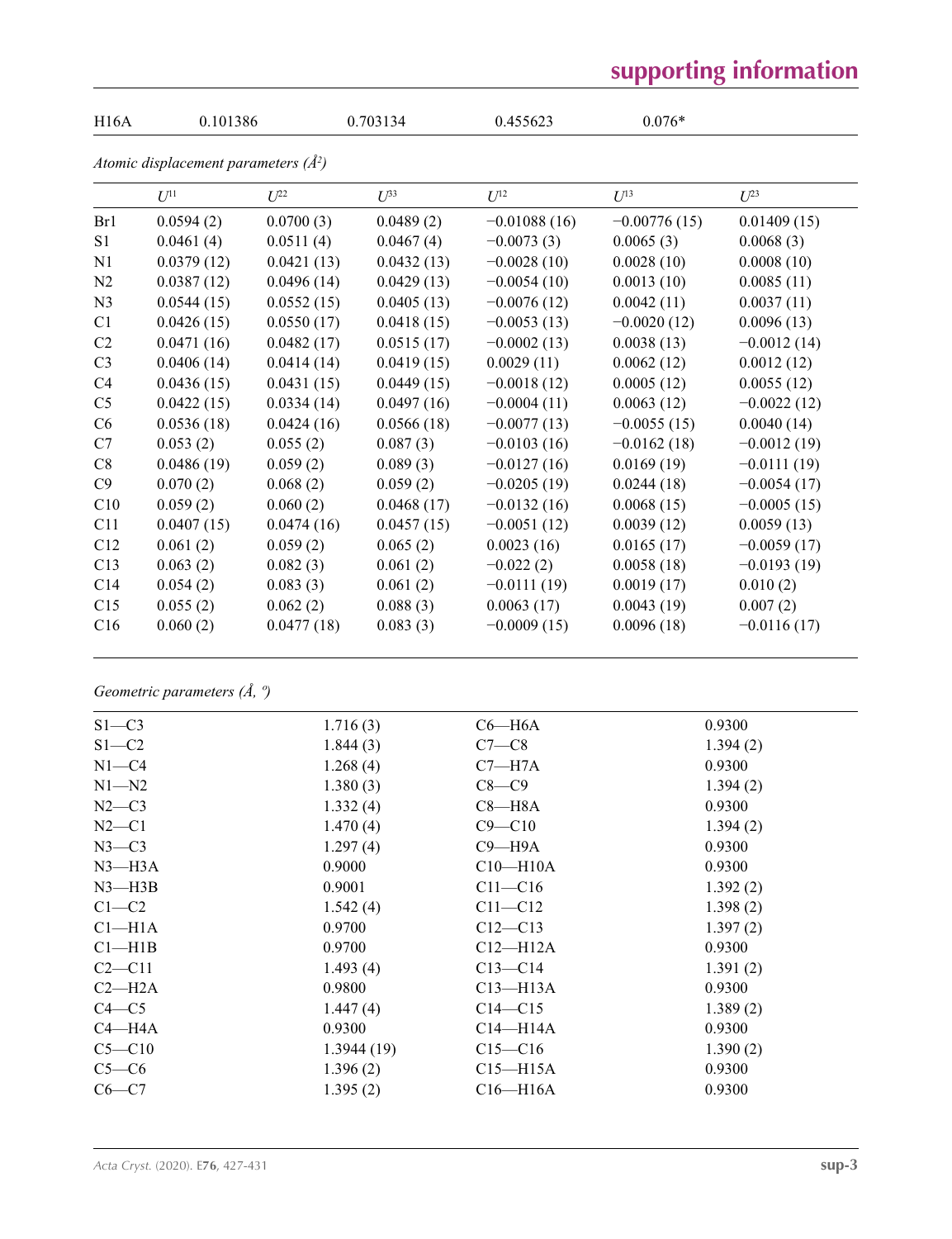| H16A | 0.101386 | 0.703134 | 0.455623 | 0.076* |
|---|---|---|---|---|

*Atomic displacement parameters (Å²)*

| | $U^{11}$ | $U^{22}$ | $U^{33}$ | $U^{12}$ | $U^{13}$ | $U^{23}$ |
|---|---|---|---|---|---|---|
| Br1 | 0.0594 (2) | 0.0700 (3) | 0.0489 (2) | −0.01088 (16) | −0.00776 (15) | 0.01409 (15) |
| S1 | 0.0461 (4) | 0.0511 (4) | 0.0467 (4) | −0.0073 (3) | 0.0065 (3) | 0.0068 (3) |
| N1 | 0.0379 (12) | 0.0421 (13) | 0.0432 (13) | −0.0028 (10) | 0.0028 (10) | 0.0008 (10) |
| N2 | 0.0387 (12) | 0.0496 (14) | 0.0429 (13) | −0.0054 (10) | 0.0013 (10) | 0.0085 (11) |
| N3 | 0.0544 (15) | 0.0552 (15) | 0.0405 (13) | −0.0076 (12) | 0.0042 (11) | 0.0037 (11) |
| C1 | 0.0426 (15) | 0.0550 (17) | 0.0418 (15) | −0.0053 (13) | −0.0020 (12) | 0.0096 (13) |
| C2 | 0.0471 (16) | 0.0482 (17) | 0.0515 (17) | −0.0002 (13) | 0.0038 (13) | −0.0012 (14) |
| C3 | 0.0406 (14) | 0.0414 (14) | 0.0419 (15) | 0.0029 (11) | 0.0062 (12) | 0.0012 (12) |
| C4 | 0.0436 (15) | 0.0431 (15) | 0.0449 (15) | −0.0018 (12) | 0.0005 (12) | 0.0055 (12) |
| C5 | 0.0422 (15) | 0.0334 (14) | 0.0497 (16) | −0.0004 (11) | 0.0063 (12) | −0.0022 (12) |
| C6 | 0.0536 (18) | 0.0424 (16) | 0.0566 (18) | −0.0077 (13) | −0.0055 (15) | 0.0040 (14) |
| C7 | 0.053 (2) | 0.055 (2) | 0.087 (3) | −0.0103 (16) | −0.0162 (18) | −0.0012 (19) |
| C8 | 0.0486 (19) | 0.059 (2) | 0.089 (3) | −0.0127 (16) | 0.0169 (19) | −0.0111 (19) |
| C9 | 0.070 (2) | 0.068 (2) | 0.059 (2) | −0.0205 (19) | 0.0244 (18) | −0.0054 (17) |
| C10 | 0.059 (2) | 0.060 (2) | 0.0468 (17) | −0.0132 (16) | 0.0068 (15) | −0.0005 (15) |
| C11 | 0.0407 (15) | 0.0474 (16) | 0.0457 (15) | −0.0051 (12) | 0.0039 (12) | 0.0059 (13) |
| C12 | 0.061 (2) | 0.059 (2) | 0.065 (2) | 0.0023 (16) | 0.0165 (17) | −0.0059 (17) |
| C13 | 0.063 (2) | 0.082 (3) | 0.061 (2) | −0.022 (2) | 0.0058 (18) | −0.0193 (19) |
| C14 | 0.054 (2) | 0.083 (3) | 0.061 (2) | −0.0111 (19) | 0.0019 (17) | 0.010 (2) |
| C15 | 0.055 (2) | 0.062 (2) | 0.088 (3) | 0.0063 (17) | 0.0043 (19) | 0.007 (2) |
| C16 | 0.060 (2) | 0.0477 (18) | 0.083 (3) | −0.0009 (15) | 0.0096 (18) | −0.0116 (17) |

*Geometric parameters (Å, º)*

| | | | |
|---|---|---|---|
| S1—C3 | 1.716 (3) | C6—H6A | 0.9300 |
| S1—C2 | 1.844 (3) | C7—C8 | 1.394 (2) |
| N1—C4 | 1.268 (4) | C7—H7A | 0.9300 |
| N1—N2 | 1.380 (3) | C8—C9 | 1.394 (2) |
| N2—C3 | 1.332 (4) | C8—H8A | 0.9300 |
| N2—C1 | 1.470 (4) | C9—C10 | 1.394 (2) |
| N3—C3 | 1.297 (4) | C9—H9A | 0.9300 |
| N3—H3A | 0.9000 | C10—H10A | 0.9300 |
| N3—H3B | 0.9001 | C11—C16 | 1.392 (2) |
| C1—C2 | 1.542 (4) | C11—C12 | 1.398 (2) |
| C1—H1A | 0.9700 | C12—C13 | 1.397 (2) |
| C1—H1B | 0.9700 | C12—H12A | 0.9300 |
| C2—C11 | 1.493 (4) | C13—C14 | 1.391 (2) |
| C2—H2A | 0.9800 | C13—H13A | 0.9300 |
| C4—C5 | 1.447 (4) | C14—C15 | 1.389 (2) |
| C4—H4A | 0.9300 | C14—H14A | 0.9300 |
| C5—C10 | 1.3944 (19) | C15—C16 | 1.390 (2) |
| C5—C6 | 1.396 (2) | C15—H15A | 0.9300 |
| C6—C7 | 1.395 (2) | C16—H16A | 0.9300 |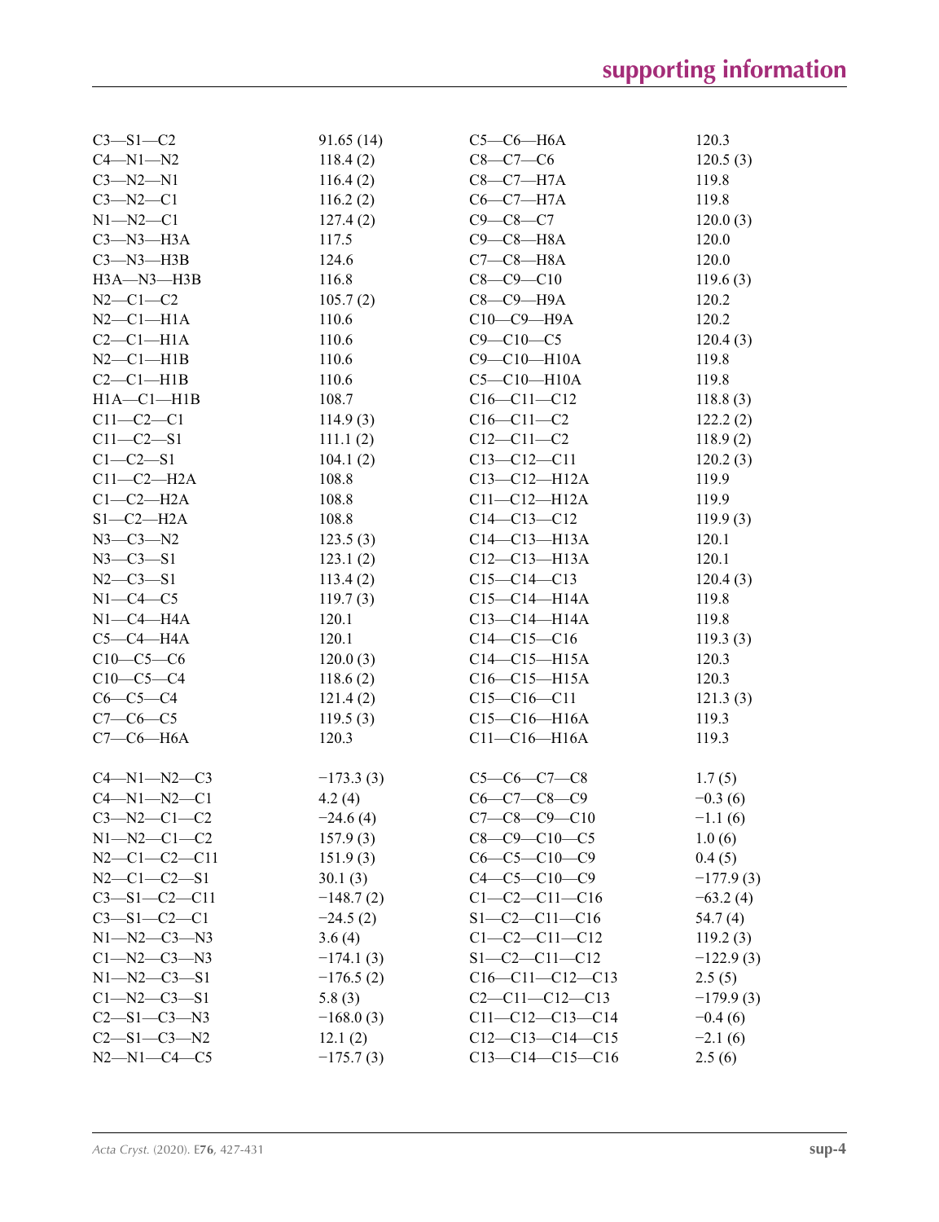| | | | |
|---|---|---|---|
| C3—S1—C2 | 91.65 (14) | C5—C6—H6A | 120.3 |
| C4—N1—N2 | 118.4 (2) | C8—C7—C6 | 120.5 (3) |
| C3—N2—N1 | 116.4 (2) | C8—C7—H7A | 119.8 |
| C3—N2—C1 | 116.2 (2) | C6—C7—H7A | 119.8 |
| N1—N2—C1 | 127.4 (2) | C9—C8—C7 | 120.0 (3) |
| C3—N3—H3A | 117.5 | C9—C8—H8A | 120.0 |
| C3—N3—H3B | 124.6 | C7—C8—H8A | 120.0 |
| H3A—N3—H3B | 116.8 | C8—C9—C10 | 119.6 (3) |
| N2—C1—C2 | 105.7 (2) | C8—C9—H9A | 120.2 |
| N2—C1—H1A | 110.6 | C10—C9—H9A | 120.2 |
| C2—C1—H1A | 110.6 | C9—C10—C5 | 120.4 (3) |
| N2—C1—H1B | 110.6 | C9—C10—H10A | 119.8 |
| C2—C1—H1B | 110.6 | C5—C10—H10A | 119.8 |
| H1A—C1—H1B | 108.7 | C16—C11—C12 | 118.8 (3) |
| C11—C2—C1 | 114.9 (3) | C16—C11—C2 | 122.2 (2) |
| C11—C2—S1 | 111.1 (2) | C12—C11—C2 | 118.9 (2) |
| C1—C2—S1 | 104.1 (2) | C13—C12—C11 | 120.2 (3) |
| C11—C2—H2A | 108.8 | C13—C12—H12A | 119.9 |
| C1—C2—H2A | 108.8 | C11—C12—H12A | 119.9 |
| S1—C2—H2A | 108.8 | C14—C13—C12 | 119.9 (3) |
| N3—C3—N2 | 123.5 (3) | C14—C13—H13A | 120.1 |
| N3—C3—S1 | 123.1 (2) | C12—C13—H13A | 120.1 |
| N2—C3—S1 | 113.4 (2) | C15—C14—C13 | 120.4 (3) |
| N1—C4—C5 | 119.7 (3) | C15—C14—H14A | 119.8 |
| N1—C4—H4A | 120.1 | C13—C14—H14A | 119.8 |
| C5—C4—H4A | 120.1 | C14—C15—C16 | 119.3 (3) |
| C10—C5—C6 | 120.0 (3) | C14—C15—H15A | 120.3 |
| C10—C5—C4 | 118.6 (2) | C16—C15—H15A | 120.3 |
| C6—C5—C4 | 121.4 (2) | C15—C16—C11 | 121.3 (3) |
| C7—C6—C5 | 119.5 (3) | C15—C16—H16A | 119.3 |
| C7—C6—H6A | 120.3 | C11—C16—H16A | 119.3 |

| | | | |
|---|---|---|---|
| C4—N1—N2—C3 | −173.3 (3) | C5—C6—C7—C8 | 1.7 (5) |
| C4—N1—N2—C1 | 4.2 (4) | C6—C7—C8—C9 | −0.3 (6) |
| C3—N2—C1—C2 | −24.6 (4) | C7—C8—C9—C10 | −1.1 (6) |
| N1—N2—C1—C2 | 157.9 (3) | C8—C9—C10—C5 | 1.0 (6) |
| N2—C1—C2—C11 | 151.9 (3) | C6—C5—C10—C9 | 0.4 (5) |
| N2—C1—C2—S1 | 30.1 (3) | C4—C5—C10—C9 | −177.9 (3) |
| C3—S1—C2—C11 | −148.7 (2) | C1—C2—C11—C16 | −63.2 (4) |
| C3—S1—C2—C1 | −24.5 (2) | S1—C2—C11—C16 | 54.7 (4) |
| N1—N2—C3—N3 | 3.6 (4) | C1—C2—C11—C12 | 119.2 (3) |
| C1—N2—C3—N3 | −174.1 (3) | S1—C2—C11—C12 | −122.9 (3) |
| N1—N2—C3—S1 | −176.5 (2) | C16—C11—C12—C13 | 2.5 (5) |
| C1—N2—C3—S1 | 5.8 (3) | C2—C11—C12—C13 | −179.9 (3) |
| C2—S1—C3—N3 | −168.0 (3) | C11—C12—C13—C14 | −0.4 (6) |
| C2—S1—C3—N2 | 12.1 (2) | C12—C13—C14—C15 | −2.1 (6) |
| N2—N1—C4—C5 | −175.7 (3) | C13—C14—C15—C16 | 2.5 (6) |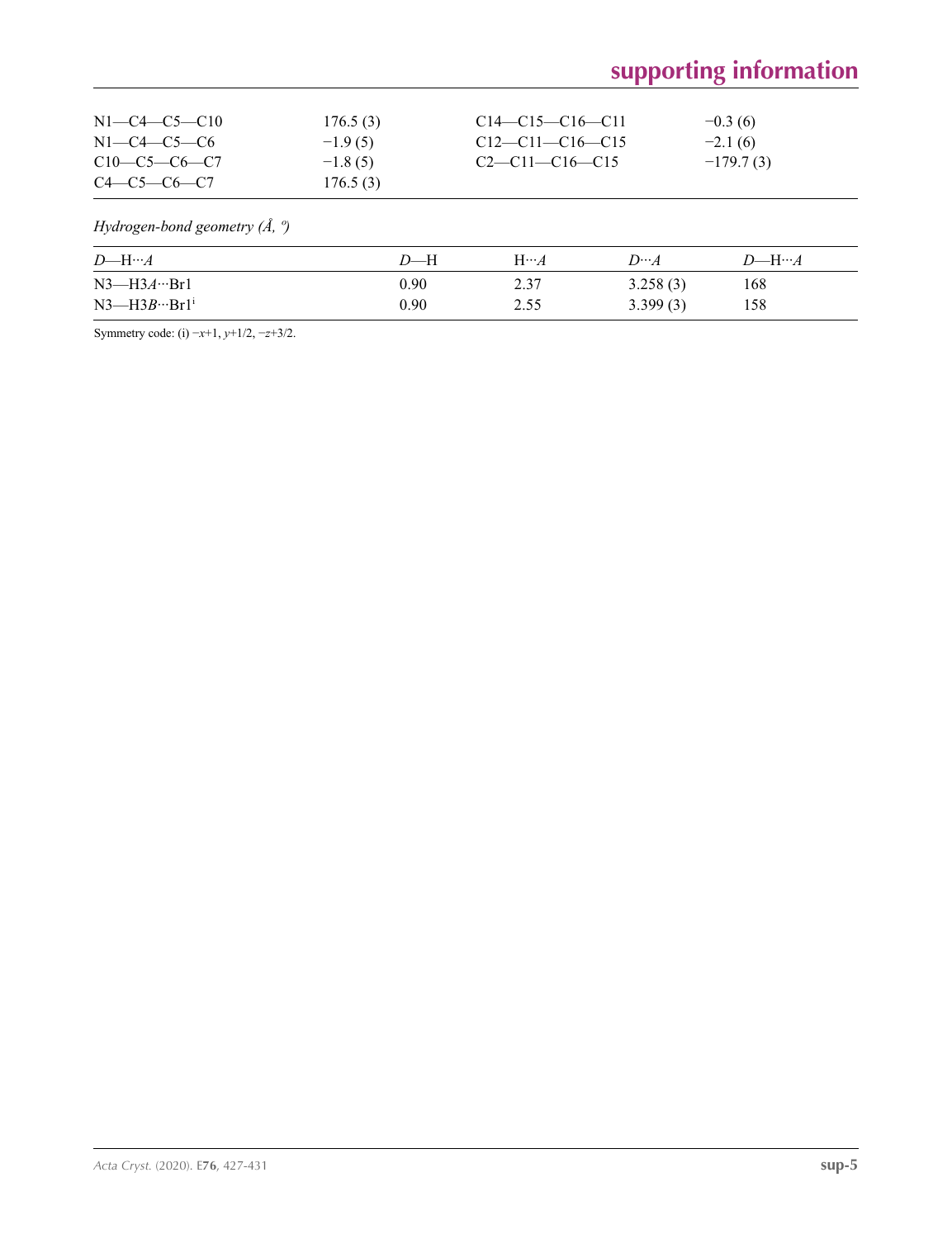| | | | |
|---|---|---|---|
| N1—C4—C5—C10 | 176.5 (3) | C14—C15—C16—C11 | −0.3 (6) |
| N1—C4—C5—C6 | −1.9 (5) | C12—C11—C16—C15 | −2.1 (6) |
| C10—C5—C6—C7 | −1.8 (5) | C2—C11—C16—C15 | −179.7 (3) |
| C4—C5—C6—C7 | 176.5 (3) | | |

*Hydrogen-bond geometry (Å, º)*

| *D*—H···*A* | *D*—H | H···*A* | *D*···*A* | *D*—H···*A* |
|---|---|---|---|---|
| N3—H3*A*···Br1 | 0.90 | 2.37 | 3.258 (3) | 168 |
| N3—H3*B*···Br1[i] | 0.90 | 2.55 | 3.399 (3) | 158 |

Symmetry code: (i) −*x*+1, *y*+1/2, −*z*+3/2.